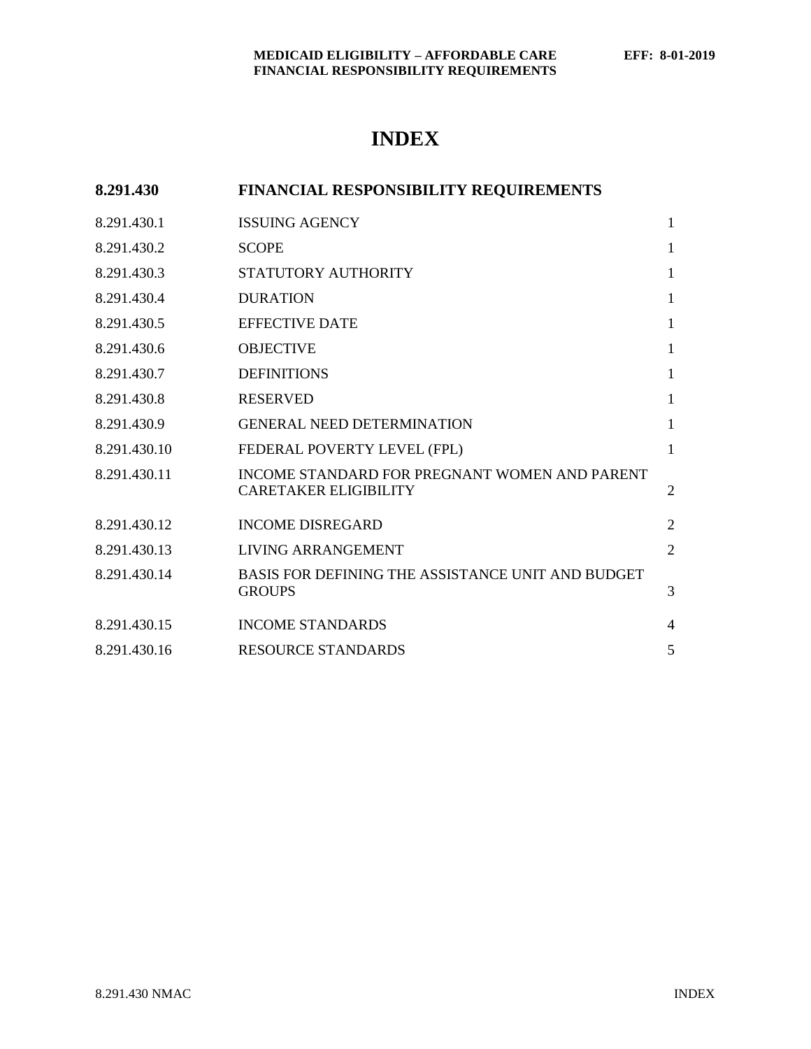# INDEX

| | | |
|---|---|---|
| **8.291.430** | **FINANCIAL RESPONSIBILITY REQUIREMENTS** | |
| 8.291.430.1 | ISSUING AGENCY | 1 |
| 8.291.430.2 | SCOPE | 1 |
| 8.291.430.3 | STATUTORY AUTHORITY | 1 |
| 8.291.430.4 | DURATION | 1 |
| 8.291.430.5 | EFFECTIVE DATE | 1 |
| 8.291.430.6 | OBJECTIVE | 1 |
| 8.291.430.7 | DEFINITIONS | 1 |
| 8.291.430.8 | RESERVED | 1 |
| 8.291.430.9 | GENERAL NEED DETERMINATION | 1 |
| 8.291.430.10 | FEDERAL POVERTY LEVEL (FPL) | 1 |
| 8.291.430.11 | INCOME STANDARD FOR PREGNANT WOMEN AND PARENT CARETAKER ELIGIBILITY | 2 |
| 8.291.430.12 | INCOME DISREGARD | 2 |
| 8.291.430.13 | LIVING ARRANGEMENT | 2 |
| 8.291.430.14 | BASIS FOR DEFINING THE ASSISTANCE UNIT AND BUDGET GROUPS | 3 |
| 8.291.430.15 | INCOME STANDARDS | 4 |
| 8.291.430.16 | RESOURCE STANDARDS | 5 |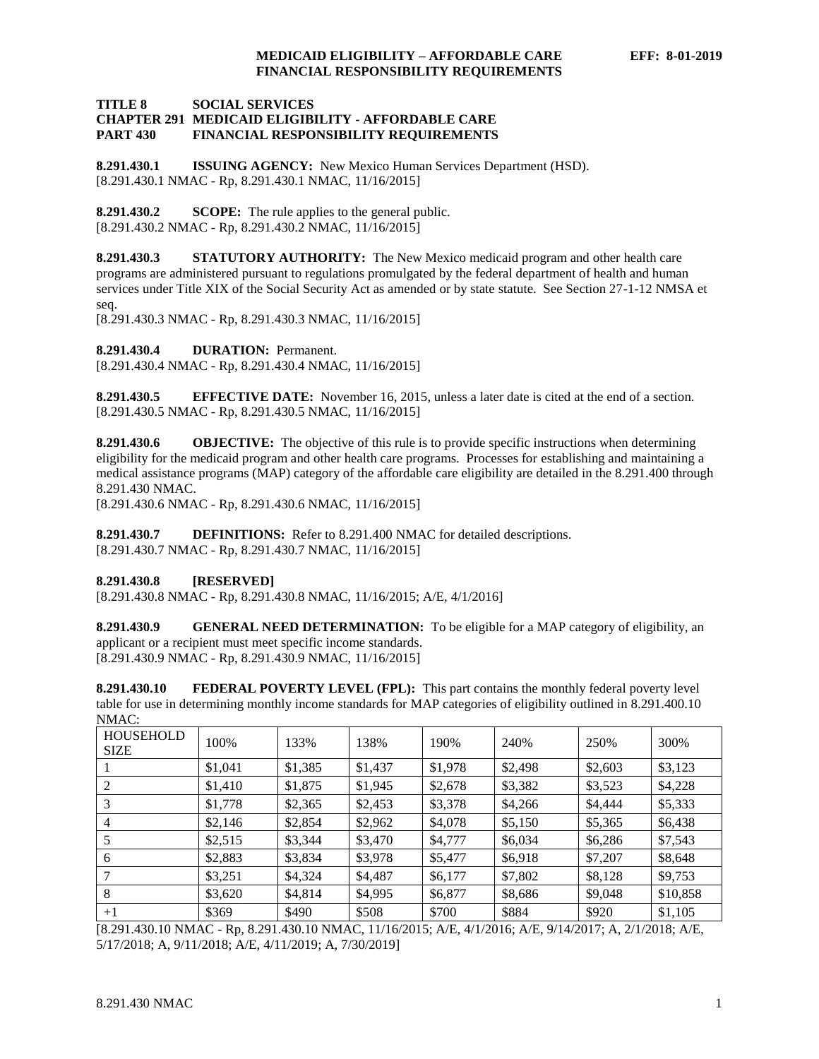**TITLE 8 SOCIAL SERVICES**
**CHAPTER 291 MEDICAID ELIGIBILITY - AFFORDABLE CARE**
**PART 430 FINANCIAL RESPONSIBILITY REQUIREMENTS**

**8.291.430.1 ISSUING AGENCY:** New Mexico Human Services Department (HSD).
[8.291.430.1 NMAC - Rp, 8.291.430.1 NMAC, 11/16/2015]

**8.291.430.2 SCOPE:** The rule applies to the general public.
[8.291.430.2 NMAC - Rp, 8.291.430.2 NMAC, 11/16/2015]

**8.291.430.3 STATUTORY AUTHORITY:** The New Mexico medicaid program and other health care programs are administered pursuant to regulations promulgated by the federal department of health and human services under Title XIX of the Social Security Act as amended or by state statute. See Section 27-1-12 NMSA et seq.
[8.291.430.3 NMAC - Rp, 8.291.430.3 NMAC, 11/16/2015]

**8.291.430.4 DURATION:** Permanent.
[8.291.430.4 NMAC - Rp, 8.291.430.4 NMAC, 11/16/2015]

**8.291.430.5 EFFECTIVE DATE:** November 16, 2015, unless a later date is cited at the end of a section.
[8.291.430.5 NMAC - Rp, 8.291.430.5 NMAC, 11/16/2015]

**8.291.430.6 OBJECTIVE:** The objective of this rule is to provide specific instructions when determining eligibility for the medicaid program and other health care programs. Processes for establishing and maintaining a medical assistance programs (MAP) category of the affordable care eligibility are detailed in the 8.291.400 through 8.291.430 NMAC.
[8.291.430.6 NMAC - Rp, 8.291.430.6 NMAC, 11/16/2015]

**8.291.430.7 DEFINITIONS:** Refer to 8.291.400 NMAC for detailed descriptions.
[8.291.430.7 NMAC - Rp, 8.291.430.7 NMAC, 11/16/2015]

**8.291.430.8 [RESERVED]**
[8.291.430.8 NMAC - Rp, 8.291.430.8 NMAC, 11/16/2015; A/E, 4/1/2016]

**8.291.430.9 GENERAL NEED DETERMINATION:** To be eligible for a MAP category of eligibility, an applicant or a recipient must meet specific income standards.
[8.291.430.9 NMAC - Rp, 8.291.430.9 NMAC, 11/16/2015]

**8.291.430.10 FEDERAL POVERTY LEVEL (FPL):** This part contains the monthly federal poverty level table for use in determining monthly income standards for MAP categories of eligibility outlined in 8.291.400.10 NMAC:

| HOUSEHOLD SIZE | 100% | 133% | 138% | 190% | 240% | 250% | 300% |
|---|---|---|---|---|---|---|---|
| 1 | $1,041 | $1,385 | $1,437 | $1,978 | $2,498 | $2,603 | $3,123 |
| 2 | $1,410 | $1,875 | $1,945 | $2,678 | $3,382 | $3,523 | $4,228 |
| 3 | $1,778 | $2,365 | $2,453 | $3,378 | $4,266 | $4,444 | $5,333 |
| 4 | $2,146 | $2,854 | $2,962 | $4,078 | $5,150 | $5,365 | $6,438 |
| 5 | $2,515 | $3,344 | $3,470 | $4,777 | $6,034 | $6,286 | $7,543 |
| 6 | $2,883 | $3,834 | $3,978 | $5,477 | $6,918 | $7,207 | $8,648 |
| 7 | $3,251 | $4,324 | $4,487 | $6,177 | $7,802 | $8,128 | $9,753 |
| 8 | $3,620 | $4,814 | $4,995 | $6,877 | $8,686 | $9,048 | $10,858 |
| +1 | $369 | $490 | $508 | $700 | $884 | $920 | $1,105 |

[8.291.430.10 NMAC - Rp, 8.291.430.10 NMAC, 11/16/2015; A/E, 4/1/2016; A/E, 9/14/2017; A, 2/1/2018; A/E, 5/17/2018; A, 9/11/2018; A/E, 4/11/2019; A, 7/30/2019]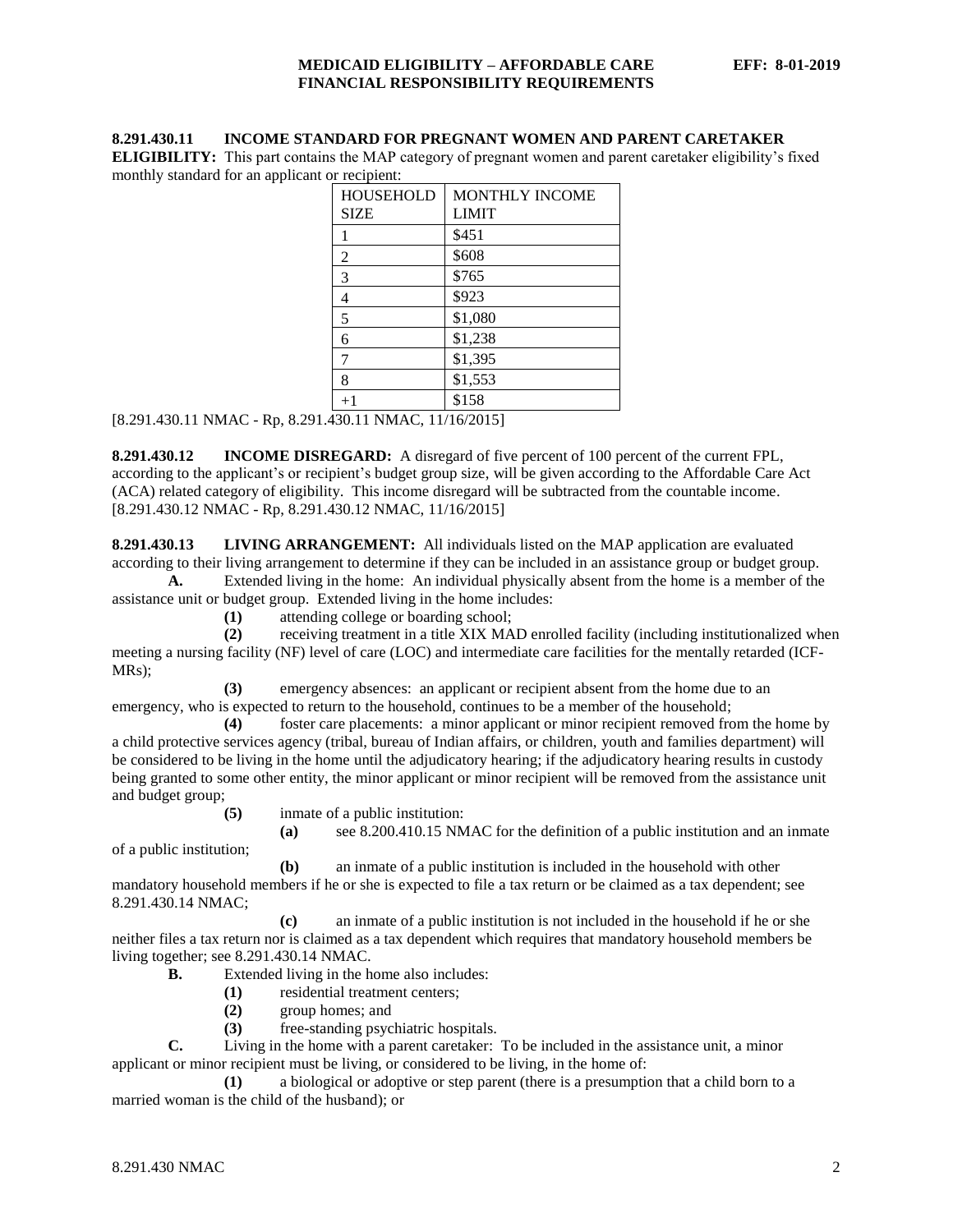**8.291.430.11 INCOME STANDARD FOR PREGNANT WOMEN AND PARENT CARETAKER ELIGIBILITY:** This part contains the MAP category of pregnant women and parent caretaker eligibility's fixed monthly standard for an applicant or recipient:

| HOUSEHOLD SIZE | MONTHLY INCOME LIMIT |
|---|---|
| 1 | $451 |
| 2 | $608 |
| 3 | $765 |
| 4 | $923 |
| 5 | $1,080 |
| 6 | $1,238 |
| 7 | $1,395 |
| 8 | $1,553 |
| +1 | $158 |

[8.291.430.11 NMAC - Rp, 8.291.430.11 NMAC, 11/16/2015]

**8.291.430.12 INCOME DISREGARD:** A disregard of five percent of 100 percent of the current FPL, according to the applicant's or recipient's budget group size, will be given according to the Affordable Care Act (ACA) related category of eligibility. This income disregard will be subtracted from the countable income.
[8.291.430.12 NMAC - Rp, 8.291.430.12 NMAC, 11/16/2015]

**8.291.430.13 LIVING ARRANGEMENT:** All individuals listed on the MAP application are evaluated according to their living arrangement to determine if they can be included in an assistance group or budget group.

**A.** Extended living in the home: An individual physically absent from the home is a member of the assistance unit or budget group. Extended living in the home includes:

**(1)** attending college or boarding school;

**(2)** receiving treatment in a title XIX MAD enrolled facility (including institutionalized when meeting a nursing facility (NF) level of care (LOC) and intermediate care facilities for the mentally retarded (ICF-MRs);

**(3)** emergency absences: an applicant or recipient absent from the home due to an emergency, who is expected to return to the household, continues to be a member of the household;

**(4)** foster care placements: a minor applicant or minor recipient removed from the home by a child protective services agency (tribal, bureau of Indian affairs, or children, youth and families department) will be considered to be living in the home until the adjudicatory hearing; if the adjudicatory hearing results in custody being granted to some other entity, the minor applicant or minor recipient will be removed from the assistance unit and budget group;

**(5)** inmate of a public institution:

**(a)** see 8.200.410.15 NMAC for the definition of a public institution and an inmate of a public institution;

**(b)** an inmate of a public institution is included in the household with other mandatory household members if he or she is expected to file a tax return or be claimed as a tax dependent; see 8.291.430.14 NMAC;

**(c)** an inmate of a public institution is not included in the household if he or she neither files a tax return nor is claimed as a tax dependent which requires that mandatory household members be living together; see 8.291.430.14 NMAC.

**B.** Extended living in the home also includes:

**(1)** residential treatment centers;

**(2)** group homes; and

**(3)** free-standing psychiatric hospitals.

**C.** Living in the home with a parent caretaker: To be included in the assistance unit, a minor applicant or minor recipient must be living, or considered to be living, in the home of:

**(1)** a biological or adoptive or step parent (there is a presumption that a child born to a married woman is the child of the husband); or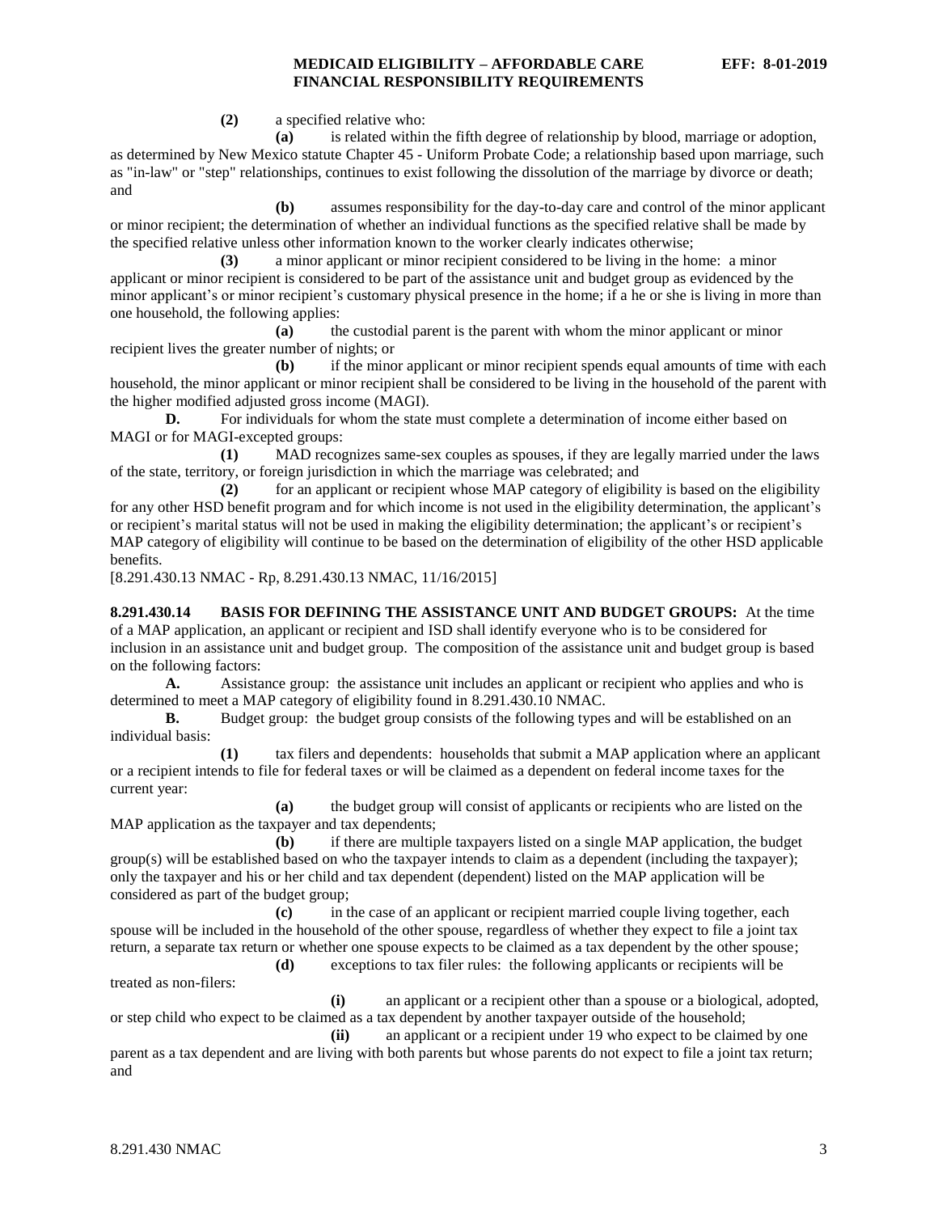**(2)** a specified relative who:

**(a)** is related within the fifth degree of relationship by blood, marriage or adoption, as determined by New Mexico statute Chapter 45 - Uniform Probate Code; a relationship based upon marriage, such as "in-law" or "step" relationships, continues to exist following the dissolution of the marriage by divorce or death; and

**(b)** assumes responsibility for the day-to-day care and control of the minor applicant or minor recipient; the determination of whether an individual functions as the specified relative shall be made by the specified relative unless other information known to the worker clearly indicates otherwise;

**(3)** a minor applicant or minor recipient considered to be living in the home: a minor applicant or minor recipient is considered to be part of the assistance unit and budget group as evidenced by the minor applicant's or minor recipient's customary physical presence in the home; if a he or she is living in more than one household, the following applies:

**(a)** the custodial parent is the parent with whom the minor applicant or minor recipient lives the greater number of nights; or

**(b)** if the minor applicant or minor recipient spends equal amounts of time with each household, the minor applicant or minor recipient shall be considered to be living in the household of the parent with the higher modified adjusted gross income (MAGI).

**D.** For individuals for whom the state must complete a determination of income either based on MAGI or for MAGI-excepted groups:

**(1)** MAD recognizes same-sex couples as spouses, if they are legally married under the laws of the state, territory, or foreign jurisdiction in which the marriage was celebrated; and

**(2)** for an applicant or recipient whose MAP category of eligibility is based on the eligibility for any other HSD benefit program and for which income is not used in the eligibility determination, the applicant's or recipient's marital status will not be used in making the eligibility determination; the applicant's or recipient's MAP category of eligibility will continue to be based on the determination of eligibility of the other HSD applicable benefits.

[8.291.430.13 NMAC - Rp, 8.291.430.13 NMAC, 11/16/2015]

**8.291.430.14 BASIS FOR DEFINING THE ASSISTANCE UNIT AND BUDGET GROUPS:** At the time of a MAP application, an applicant or recipient and ISD shall identify everyone who is to be considered for inclusion in an assistance unit and budget group. The composition of the assistance unit and budget group is based on the following factors:

**A.** Assistance group: the assistance unit includes an applicant or recipient who applies and who is determined to meet a MAP category of eligibility found in 8.291.430.10 NMAC.

**B.** Budget group: the budget group consists of the following types and will be established on an individual basis:

**(1)** tax filers and dependents: households that submit a MAP application where an applicant or a recipient intends to file for federal taxes or will be claimed as a dependent on federal income taxes for the current year:

**(a)** the budget group will consist of applicants or recipients who are listed on the MAP application as the taxpayer and tax dependents;

**(b)** if there are multiple taxpayers listed on a single MAP application, the budget group(s) will be established based on who the taxpayer intends to claim as a dependent (including the taxpayer); only the taxpayer and his or her child and tax dependent (dependent) listed on the MAP application will be considered as part of the budget group;

**(c)** in the case of an applicant or recipient married couple living together, each spouse will be included in the household of the other spouse, regardless of whether they expect to file a joint tax return, a separate tax return or whether one spouse expects to be claimed as a tax dependent by the other spouse;

**(d)** exceptions to tax filer rules: the following applicants or recipients will be treated as non-filers:

**(i)** an applicant or a recipient other than a spouse or a biological, adopted, or step child who expect to be claimed as a tax dependent by another taxpayer outside of the household;

**(ii)** an applicant or a recipient under 19 who expect to be claimed by one parent as a tax dependent and are living with both parents but whose parents do not expect to file a joint tax return; and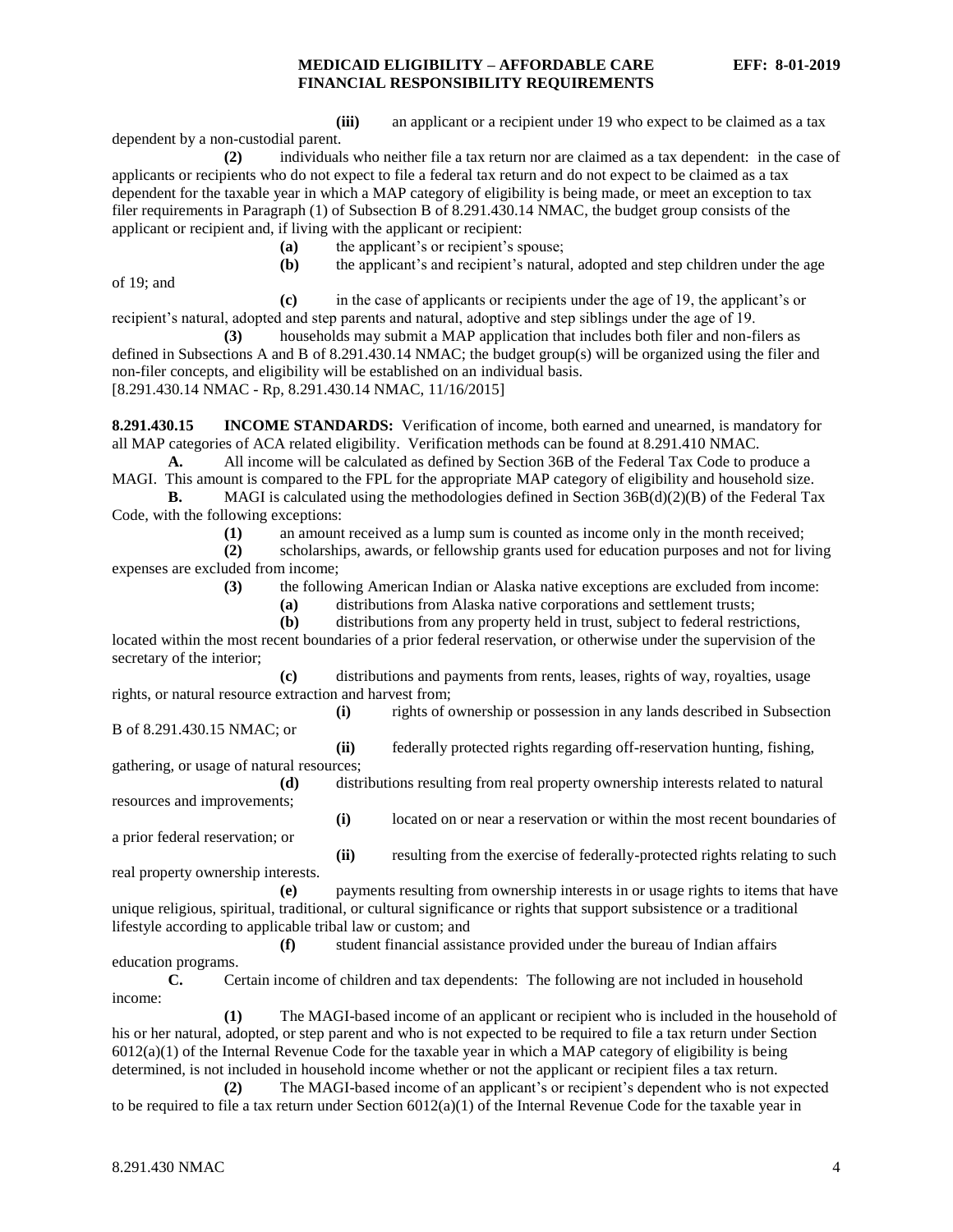**(iii)** an applicant or a recipient under 19 who expect to be claimed as a tax dependent by a non-custodial parent.

**(2)** individuals who neither file a tax return nor are claimed as a tax dependent: in the case of applicants or recipients who do not expect to file a federal tax return and do not expect to be claimed as a tax dependent for the taxable year in which a MAP category of eligibility is being made, or meet an exception to tax filer requirements in Paragraph (1) of Subsection B of 8.291.430.14 NMAC, the budget group consists of the applicant or recipient and, if living with the applicant or recipient:

**(a)** the applicant's or recipient's spouse;

**(b)** the applicant's and recipient's natural, adopted and step children under the age of 19; and

**(c)** in the case of applicants or recipients under the age of 19, the applicant's or recipient's natural, adopted and step parents and natural, adoptive and step siblings under the age of 19.

**(3)** households may submit a MAP application that includes both filer and non-filers as defined in Subsections A and B of 8.291.430.14 NMAC; the budget group(s) will be organized using the filer and non-filer concepts, and eligibility will be established on an individual basis.

[8.291.430.14 NMAC - Rp, 8.291.430.14 NMAC, 11/16/2015]

**8.291.430.15 INCOME STANDARDS:** Verification of income, both earned and unearned, is mandatory for all MAP categories of ACA related eligibility. Verification methods can be found at 8.291.410 NMAC.

**A.** All income will be calculated as defined by Section 36B of the Federal Tax Code to produce a MAGI. This amount is compared to the FPL for the appropriate MAP category of eligibility and household size.

**B.** MAGI is calculated using the methodologies defined in Section 36B(d)(2)(B) of the Federal Tax Code, with the following exceptions:

**(1)** an amount received as a lump sum is counted as income only in the month received;

**(2)** scholarships, awards, or fellowship grants used for education purposes and not for living expenses are excluded from income;

**(3)** the following American Indian or Alaska native exceptions are excluded from income:

**(a)** distributions from Alaska native corporations and settlement trusts;

**(b)** distributions from any property held in trust, subject to federal restrictions, located within the most recent boundaries of a prior federal reservation, or otherwise under the supervision of the secretary of the interior;

**(c)** distributions and payments from rents, leases, rights of way, royalties, usage rights, or natural resource extraction and harvest from;

**(i)** rights of ownership or possession in any lands described in Subsection B of 8.291.430.15 NMAC; or

**(ii)** federally protected rights regarding off-reservation hunting, fishing, gathering, or usage of natural resources;

**(d)** distributions resulting from real property ownership interests related to natural resources and improvements;

**(i)** located on or near a reservation or within the most recent boundaries of a prior federal reservation; or

**(ii)** resulting from the exercise of federally-protected rights relating to such real property ownership interests.

**(e)** payments resulting from ownership interests in or usage rights to items that have unique religious, spiritual, traditional, or cultural significance or rights that support subsistence or a traditional lifestyle according to applicable tribal law or custom; and

**(f)** student financial assistance provided under the bureau of Indian affairs education programs.

**C.** Certain income of children and tax dependents: The following are not included in household income:

**(1)** The MAGI-based income of an applicant or recipient who is included in the household of his or her natural, adopted, or step parent and who is not expected to be required to file a tax return under Section 6012(a)(1) of the Internal Revenue Code for the taxable year in which a MAP category of eligibility is being determined, is not included in household income whether or not the applicant or recipient files a tax return.

**(2)** The MAGI-based income of an applicant's or recipient's dependent who is not expected to be required to file a tax return under Section 6012(a)(1) of the Internal Revenue Code for the taxable year in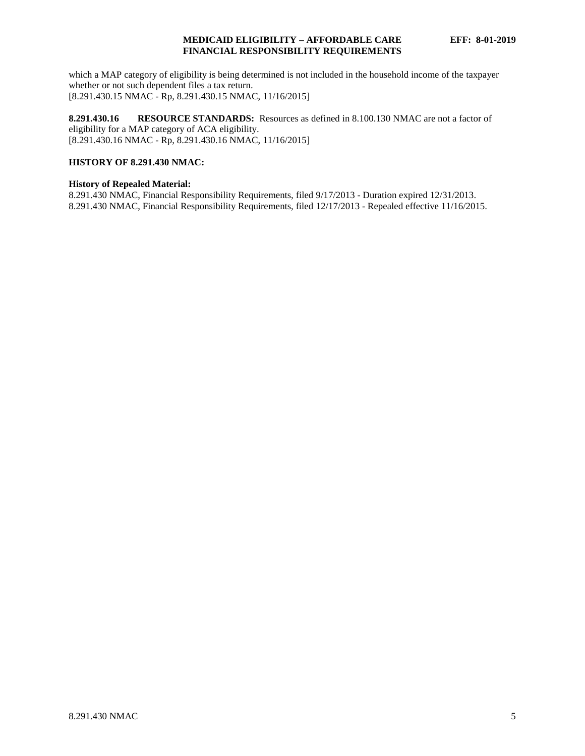which a MAP category of eligibility is being determined is not included in the household income of the taxpayer whether or not such dependent files a tax return.
[8.291.430.15 NMAC - Rp, 8.291.430.15 NMAC, 11/16/2015]

**8.291.430.16 RESOURCE STANDARDS:** Resources as defined in 8.100.130 NMAC are not a factor of eligibility for a MAP category of ACA eligibility.
[8.291.430.16 NMAC - Rp, 8.291.430.16 NMAC, 11/16/2015]

**HISTORY OF 8.291.430 NMAC:**

**History of Repealed Material:**
8.291.430 NMAC, Financial Responsibility Requirements, filed 9/17/2013 - Duration expired 12/31/2013.
8.291.430 NMAC, Financial Responsibility Requirements, filed 12/17/2013 - Repealed effective 11/16/2015.